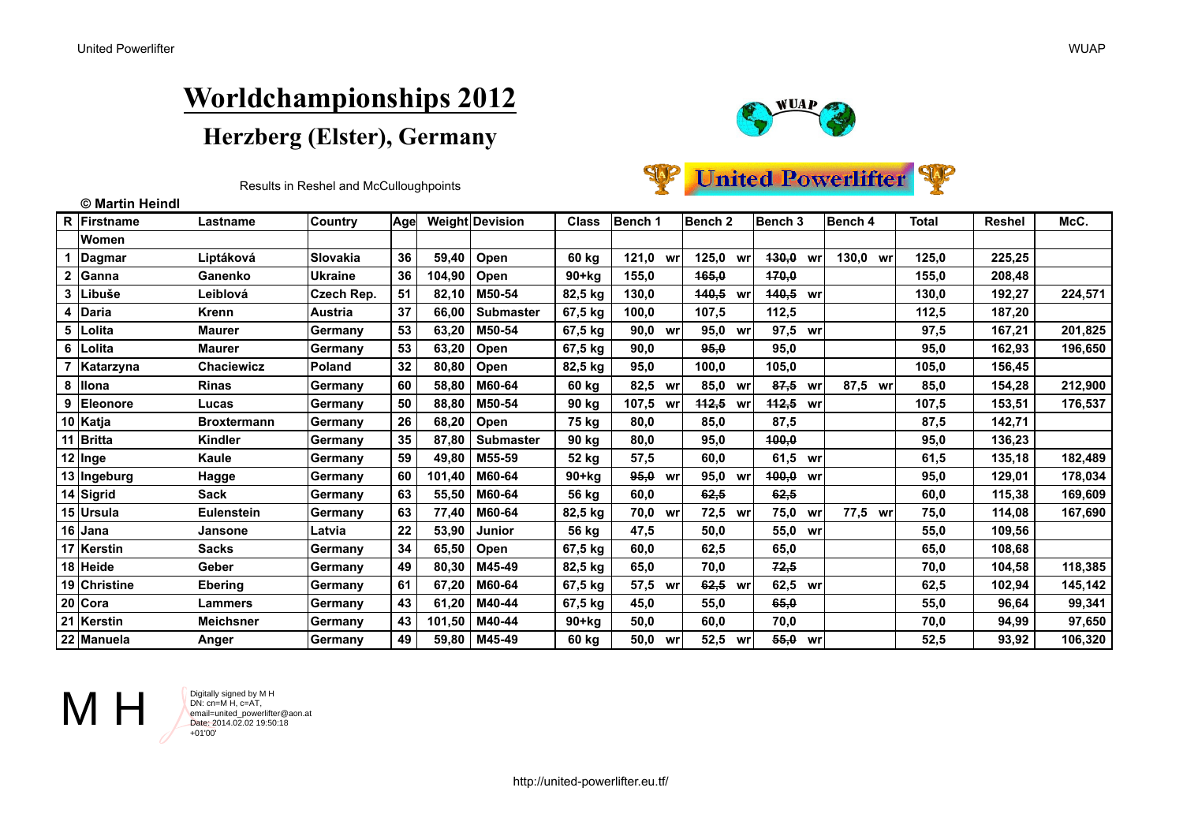# Worldchampionships 2012

## Herzberg (Elster), Germany

Results in Reshel and McCulloughpoints

United Powerlifter

© Martin Heindl

| R | Firstname | Lastname | Country | Age | Weight | Devision | Class | Bench 1 | Bench 2 | Bench 3 | Bench 4 | Total | Reshel | McC. |
|---|---|---|---|---|---|---|---|---|---|---|---|---|---|---|
| | Women | | | | | | | | | | | | | |
| 1 | Dagmar | Liptáková | Slovakia | 36 | 59,40 | Open | 60 kg | 121,0 wr | 125,0 wr | ~~130,0~~ wr | 130,0 wr | 125,0 | 225,25 | |
| 2 | Ganna | Ganenko | Ukraine | 36 | 104,90 | Open | 90+kg | 155,0 | ~~165,0~~ | ~~170,0~~ | | 155,0 | 208,48 | |
| 3 | Libuše | Leiblová | Czech Rep. | 51 | 82,10 | M50-54 | 82,5 kg | 130,0 | ~~140,5~~ wr | ~~140,5~~ wr | | 130,0 | 192,27 | 224,571 |
| 4 | Daria | Krenn | Austria | 37 | 66,00 | Submaster | 67,5 kg | 100,0 | 107,5 | 112,5 | | 112,5 | 187,20 | |
| 5 | Lolita | Maurer | Germany | 53 | 63,20 | M50-54 | 67,5 kg | 90,0 wr | 95,0 wr | 97,5 wr | | 97,5 | 167,21 | 201,825 |
| 6 | Lolita | Maurer | Germany | 53 | 63,20 | Open | 67,5 kg | 90,0 | ~~95,0~~ | 95,0 | | 95,0 | 162,93 | 196,650 |
| 7 | Katarzyna | Chaciewicz | Poland | 32 | 80,80 | Open | 82,5 kg | 95,0 | 100,0 | 105,0 | | 105,0 | 156,45 | |
| 8 | Ilona | Rinas | Germany | 60 | 58,80 | M60-64 | 60 kg | 82,5 wr | 85,0 wr | ~~87,5~~ wr | 87,5 wr | 85,0 | 154,28 | 212,900 |
| 9 | Eleonore | Lucas | Germany | 50 | 88,80 | M50-54 | 90 kg | 107,5 wr | ~~112,5~~ wr | ~~112,5~~ wr | | 107,5 | 153,51 | 176,537 |
| 10 | Katja | Broxtermann | Germany | 26 | 68,20 | Open | 75 kg | 80,0 | 85,0 | 87,5 | | 87,5 | 142,71 | |
| 11 | Britta | Kindler | Germany | 35 | 87,80 | Submaster | 90 kg | 80,0 | 95,0 | ~~100,0~~ | | 95,0 | 136,23 | |
| 12 | Inge | Kaule | Germany | 59 | 49,80 | M55-59 | 52 kg | 57,5 | 60,0 | 61,5 wr | | 61,5 | 135,18 | 182,489 |
| 13 | Ingeburg | Hagge | Germany | 60 | 101,40 | M60-64 | 90+kg | ~~95,0~~ wr | 95,0 wr | ~~100,0~~ wr | | 95,0 | 129,01 | 178,034 |
| 14 | Sigrid | Sack | Germany | 63 | 55,50 | M60-64 | 56 kg | 60,0 | ~~62,5~~ | ~~62,5~~ | | 60,0 | 115,38 | 169,609 |
| 15 | Ursula | Eulenstein | Germany | 63 | 77,40 | M60-64 | 82,5 kg | 70,0 wr | 72,5 wr | 75,0 wr | 77,5 wr | 75,0 | 114,08 | 167,690 |
| 16 | Jana | Jansone | Latvia | 22 | 53,90 | Junior | 56 kg | 47,5 | 50,0 | 55,0 wr | | 55,0 | 109,56 | |
| 17 | Kerstin | Sacks | Germany | 34 | 65,50 | Open | 67,5 kg | 60,0 | 62,5 | 65,0 | | 65,0 | 108,68 | |
| 18 | Heide | Geber | Germany | 49 | 80,30 | M45-49 | 82,5 kg | 65,0 | 70,0 | ~~72,5~~ | | 70,0 | 104,58 | 118,385 |
| 19 | Christine | Ebering | Germany | 61 | 67,20 | M60-64 | 67,5 kg | 57,5 wr | ~~62,5~~ wr | 62,5 wr | | 62,5 | 102,94 | 145,142 |
| 20 | Cora | Lammers | Germany | 43 | 61,20 | M40-44 | 67,5 kg | 45,0 | 55,0 | ~~65,0~~ | | 55,0 | 96,64 | 99,341 |
| 21 | Kerstin | Meichsner | Germany | 43 | 101,50 | M40-44 | 90+kg | 50,0 | 60,0 | 70,0 | | 70,0 | 94,99 | 97,650 |
| 22 | Manuela | Anger | Germany | 49 | 59,80 | M45-49 | 60 kg | 50,0 wr | 52,5 wr | ~~55,0~~ wr | | 52,5 | 93,92 | 106,320 |

M H

Digitally signed by M H
DN: cn=M H, c=AT, email=united_powerlifter@aon.at
Date: 2014.02.02 19:50:18 +01'00'

http://united-powerlifter.eu.tf/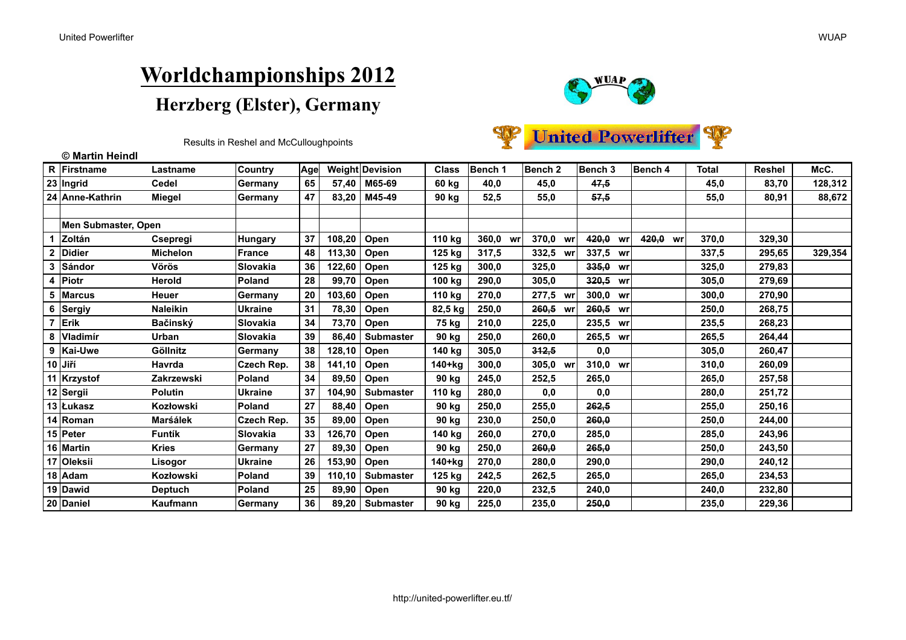# Worldchampionships 2012

## Herzberg (Elster), Germany

Results in Reshel and McCulloughpoints

© Martin Heindl

| R | Firstname | Lastname | Country | Age | Weight | Devision | Class | Bench 1 | Bench 2 | Bench 3 | Bench 4 | Total | Reshel | McC. |
|---|---|---|---|---|---|---|---|---|---|---|---|---|---|---|
| 23 | Ingrid | Cedel | Germany | 65 | 57,40 | M65-69 | 60 kg | 40,0 | 45,0 | ~~47,5~~ | | 45,0 | 83,70 | 128,312 |
| 24 | Anne-Kathrin | Miegel | Germany | 47 | 83,20 | M45-49 | 90 kg | 52,5 | 55,0 | ~~57,5~~ | | 55,0 | 80,91 | 88,672 |
| | | | | | | | | | | | | | | |
| | Men Submaster, Open | | | | | | | | | | | | | |
| 1 | Zoltán | Csepregi | Hungary | 37 | 108,20 | Open | 110 kg | 360,0 wr | 370,0 wr | ~~420,0~~ wr | ~~420,0~~ wr | 370,0 | 329,30 | |
| 2 | Didier | Michelon | France | 48 | 113,30 | Open | 125 kg | 317,5 | 332,5 wr | 337,5 wr | | 337,5 | 295,65 | 329,354 |
| 3 | Sándor | Vörös | Slovakia | 36 | 122,60 | Open | 125 kg | 300,0 | 325,0 | ~~335,0~~ wr | | 325,0 | 279,83 | |
| 4 | Piotr | Herold | Poland | 28 | 99,70 | Open | 100 kg | 290,0 | 305,0 | ~~320,5~~ wr | | 305,0 | 279,69 | |
| 5 | Marcus | Heuer | Germany | 20 | 103,60 | Open | 110 kg | 270,0 | 277,5 wr | 300,0 wr | | 300,0 | 270,90 | |
| 6 | Sergiy | Naleikin | Ukraine | 31 | 78,30 | Open | 82,5 kg | 250,0 | ~~260,5~~ wr | ~~260,5~~ wr | | 250,0 | 268,75 | |
| 7 | Erik | Bačinský | Slovakia | 34 | 73,70 | Open | 75 kg | 210,0 | 225,0 | 235,5 wr | | 235,5 | 268,23 | |
| 8 | Vladimír | Urban | Slovakia | 39 | 86,40 | Submaster | 90 kg | 250,0 | 260,0 | 265,5 wr | | 265,5 | 264,44 | |
| 9 | Kai-Uwe | Göllnitz | Germany | 38 | 128,10 | Open | 140 kg | 305,0 | ~~312,5~~ | 0,0 | | 305,0 | 260,47 | |
| 10 | Jiří | Havrda | Czech Rep. | 38 | 141,10 | Open | 140+kg | 300,0 | 305,0 wr | 310,0 wr | | 310,0 | 260,09 | |
| 11 | Krzystof | Zakrzewski | Poland | 34 | 89,50 | Open | 90 kg | 245,0 | 252,5 | 265,0 | | 265,0 | 257,58 | |
| 12 | Sergii | Polutin | Ukraine | 37 | 104,90 | Submaster | 110 kg | 280,0 | 0,0 | 0,0 | | 280,0 | 251,72 | |
| 13 | Łukasz | Kozłowski | Poland | 27 | 88,40 | Open | 90 kg | 250,0 | 255,0 | ~~262,5~~ | | 255,0 | 250,16 | |
| 14 | Roman | Maršálek | Czech Rep. | 35 | 89,00 | Open | 90 kg | 230,0 | 250,0 | ~~260,0~~ | | 250,0 | 244,00 | |
| 15 | Peter | Funtík | Slovakia | 33 | 126,70 | Open | 140 kg | 260,0 | 270,0 | 285,0 | | 285,0 | 243,96 | |
| 16 | Martin | Kries | Germany | 27 | 89,30 | Open | 90 kg | 250,0 | ~~260,0~~ | ~~265,0~~ | | 250,0 | 243,50 | |
| 17 | Oleksii | Lisogor | Ukraine | 26 | 153,90 | Open | 140+kg | 270,0 | 280,0 | 290,0 | | 290,0 | 240,12 | |
| 18 | Adam | Kozłowski | Poland | 39 | 110,10 | Submaster | 125 kg | 242,5 | 262,5 | 265,0 | | 265,0 | 234,53 | |
| 19 | Dawid | Deptuch | Poland | 25 | 89,90 | Open | 90 kg | 220,0 | 232,5 | 240,0 | | 240,0 | 232,80 | |
| 20 | Daniel | Kaufmann | Germany | 36 | 89,20 | Submaster | 90 kg | 225,0 | 235,0 | ~~250,0~~ | | 235,0 | 229,36 | |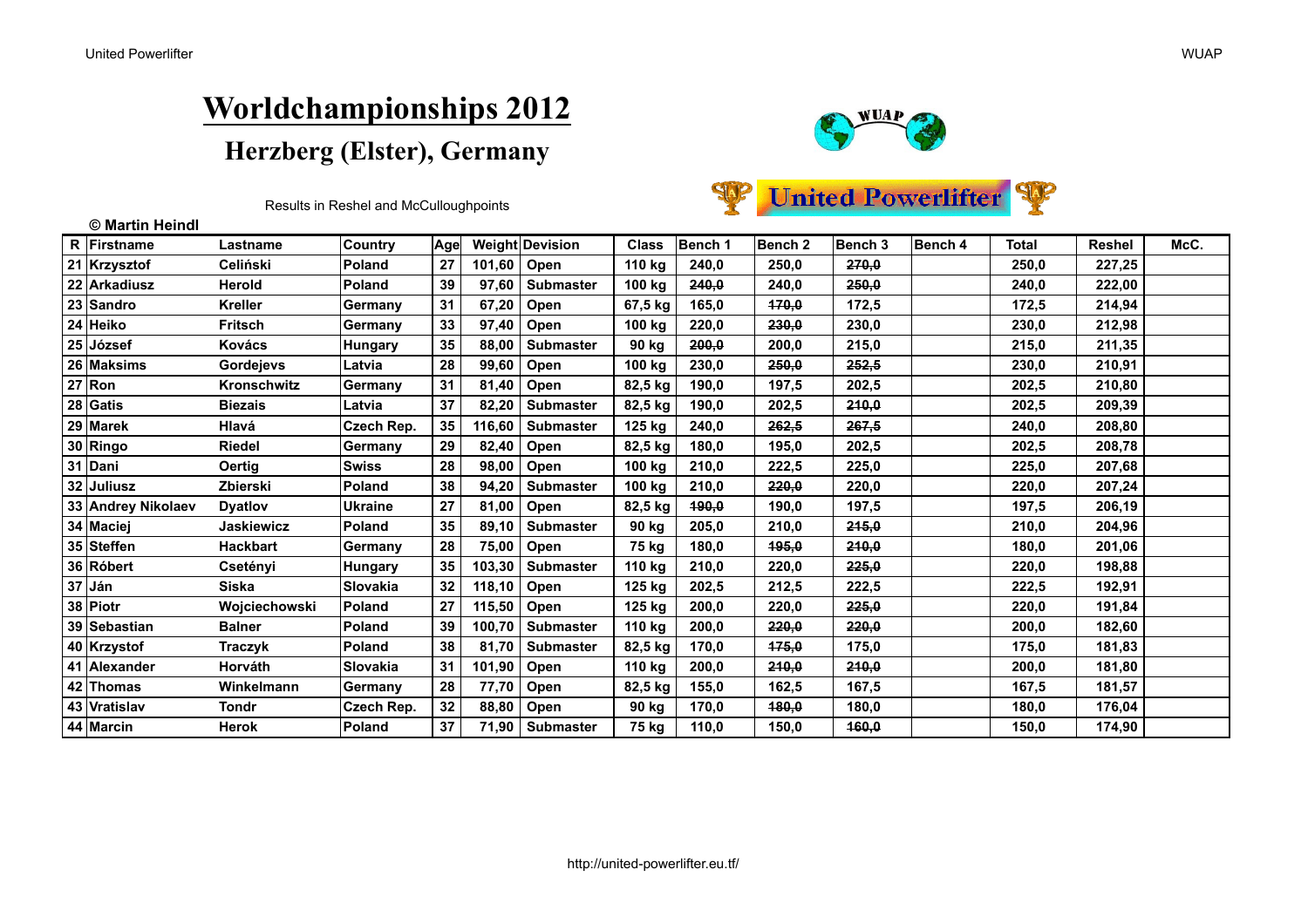# Worldchampionships 2012

## Herzberg (Elster), Germany

Results in Reshel and McCulloughpoints

© Martin Heindl

| R | Firstname | Lastname | Country | Age | Weight | Devision | Class | Bench 1 | Bench 2 | Bench 3 | Bench 4 | Total | Reshel | McC. |
|---|---|---|---|---|---|---|---|---|---|---|---|---|---|---|
| 21 | Krzysztof | Celiński | Poland | 27 | 101,60 | Open | 110 kg | 240,0 | 250,0 | ~~270,0~~ | | 250,0 | 227,25 | |
| 22 | Arkadiusz | Herold | Poland | 39 | 97,60 | Submaster | 100 kg | ~~240,0~~ | 240,0 | ~~250,0~~ | | 240,0 | 222,00 | |
| 23 | Sandro | Kreller | Germany | 31 | 67,20 | Open | 67,5 kg | 165,0 | ~~170,0~~ | 172,5 | | 172,5 | 214,94 | |
| 24 | Heiko | Fritsch | Germany | 33 | 97,40 | Open | 100 kg | 220,0 | ~~230,0~~ | 230,0 | | 230,0 | 212,98 | |
| 25 | József | Kovács | Hungary | 35 | 88,00 | Submaster | 90 kg | ~~200,0~~ | 200,0 | 215,0 | | 215,0 | 211,35 | |
| 26 | Maksims | Gordejevs | Latvia | 28 | 99,60 | Open | 100 kg | 230,0 | ~~250,0~~ | ~~252,5~~ | | 230,0 | 210,91 | |
| 27 | Ron | Kronschwitz | Germany | 31 | 81,40 | Open | 82,5 kg | 190,0 | 197,5 | 202,5 | | 202,5 | 210,80 | |
| 28 | Gatis | Biezais | Latvia | 37 | 82,20 | Submaster | 82,5 kg | 190,0 | 202,5 | ~~210,0~~ | | 202,5 | 209,39 | |
| 29 | Marek | Hlavá | Czech Rep. | 35 | 116,60 | Submaster | 125 kg | 240,0 | ~~262,5~~ | ~~267,5~~ | | 240,0 | 208,80 | |
| 30 | Ringo | Riedel | Germany | 29 | 82,40 | Open | 82,5 kg | 180,0 | 195,0 | 202,5 | | 202,5 | 208,78 | |
| 31 | Dani | Oertig | Swiss | 28 | 98,00 | Open | 100 kg | 210,0 | 222,5 | 225,0 | | 225,0 | 207,68 | |
| 32 | Juliusz | Zbierski | Poland | 38 | 94,20 | Submaster | 100 kg | 210,0 | ~~220,0~~ | 220,0 | | 220,0 | 207,24 | |
| 33 | Andrey Nikolaev | Dyatlov | Ukraine | 27 | 81,00 | Open | 82,5 kg | ~~190,0~~ | 190,0 | 197,5 | | 197,5 | 206,19 | |
| 34 | Maciej | Jaskiewicz | Poland | 35 | 89,10 | Submaster | 90 kg | 205,0 | 210,0 | ~~215,0~~ | | 210,0 | 204,96 | |
| 35 | Steffen | Hackbart | Germany | 28 | 75,00 | Open | 75 kg | 180,0 | ~~195,0~~ | ~~210,0~~ | | 180,0 | 201,06 | |
| 36 | Róbert | Csetényi | Hungary | 35 | 103,30 | Submaster | 110 kg | 210,0 | 220,0 | ~~225,0~~ | | 220,0 | 198,88 | |
| 37 | Ján | Siska | Slovakia | 32 | 118,10 | Open | 125 kg | 202,5 | 212,5 | 222,5 | | 222,5 | 192,91 | |
| 38 | Piotr | Wojciechowski | Poland | 27 | 115,50 | Open | 125 kg | 200,0 | 220,0 | ~~225,0~~ | | 220,0 | 191,84 | |
| 39 | Sebastian | Balner | Poland | 39 | 100,70 | Submaster | 110 kg | 200,0 | ~~220,0~~ | ~~220,0~~ | | 200,0 | 182,60 | |
| 40 | Krzystof | Traczyk | Poland | 38 | 81,70 | Submaster | 82,5 kg | 170,0 | ~~175,0~~ | 175,0 | | 175,0 | 181,83 | |
| 41 | Alexander | Horváth | Slovakia | 31 | 101,90 | Open | 110 kg | 200,0 | ~~210,0~~ | ~~210,0~~ | | 200,0 | 181,80 | |
| 42 | Thomas | Winkelmann | Germany | 28 | 77,70 | Open | 82,5 kg | 155,0 | 162,5 | 167,5 | | 167,5 | 181,57 | |
| 43 | Vratislav | Tondr | Czech Rep. | 32 | 88,80 | Open | 90 kg | 170,0 | ~~180,0~~ | 180,0 | | 180,0 | 176,04 | |
| 44 | Marcin | Herok | Poland | 37 | 71,90 | Submaster | 75 kg | 110,0 | 150,0 | ~~160,0~~ | | 150,0 | 174,90 | |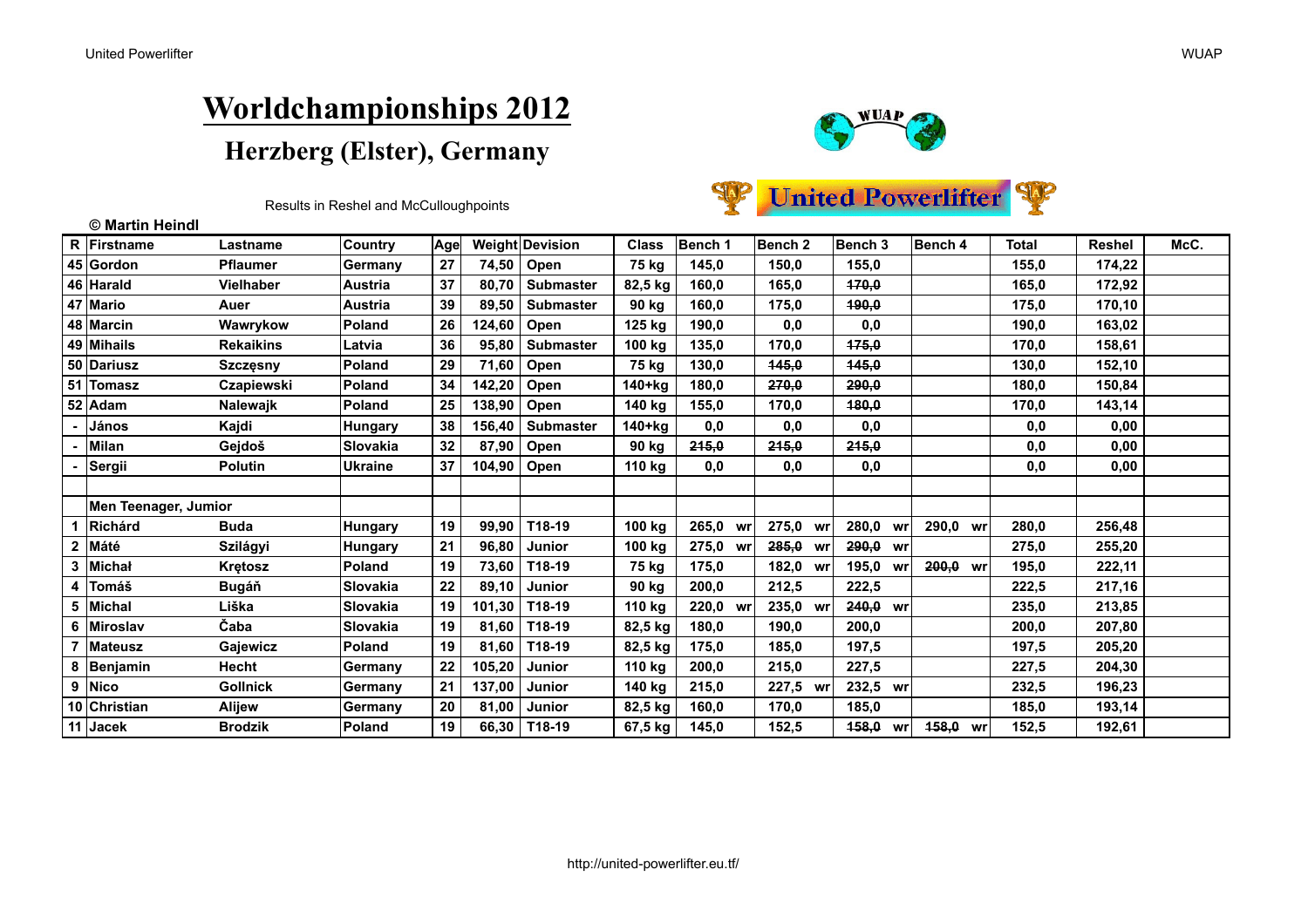# Worldchampionships 2012

## Herzberg (Elster), Germany

Results in Reshel and McCulloughpoints

© Martin Heindl

| R | Firstname | Lastname | Country | Age | Weight | Devision | Class | Bench 1 | Bench 2 | Bench 3 | Bench 4 | Total | Reshel | McC. |
|---|---|---|---|---|---|---|---|---|---|---|---|---|---|---|
| 45 | Gordon | Pflaumer | Germany | 27 | 74,50 | Open | 75 kg | 145,0 | 150,0 | 155,0 | | 155,0 | 174,22 | |
| 46 | Harald | Vielhaber | Austria | 37 | 80,70 | Submaster | 82,5 kg | 160,0 | 165,0 | ~~170,0~~ | | 165,0 | 172,92 | |
| 47 | Mario | Auer | Austria | 39 | 89,50 | Submaster | 90 kg | 160,0 | 175,0 | ~~190,0~~ | | 175,0 | 170,10 | |
| 48 | Marcin | Wawrykow | Poland | 26 | 124,60 | Open | 125 kg | 190,0 | 0,0 | 0,0 | | 190,0 | 163,02 | |
| 49 | Mihails | Rekaikins | Latvia | 36 | 95,80 | Submaster | 100 kg | 135,0 | 170,0 | ~~175,0~~ | | 170,0 | 158,61 | |
| 50 | Dariusz | Szczęsny | Poland | 29 | 71,60 | Open | 75 kg | 130,0 | ~~145,0~~ | ~~145,0~~ | | 130,0 | 152,10 | |
| 51 | Tomasz | Czapiewski | Poland | 34 | 142,20 | Open | 140+kg | 180,0 | ~~270,0~~ | ~~290,0~~ | | 180,0 | 150,84 | |
| 52 | Adam | Nalewajk | Poland | 25 | 138,90 | Open | 140 kg | 155,0 | 170,0 | ~~180,0~~ | | 170,0 | 143,14 | |
| - | János | Kajdi | Hungary | 38 | 156,40 | Submaster | 140+kg | 0,0 | 0,0 | 0,0 | | 0,0 | 0,00 | |
| - | Milan | Gejdoš | Slovakia | 32 | 87,90 | Open | 90 kg | ~~215,0~~ | ~~215,0~~ | ~~215,0~~ | | 0,0 | 0,00 | |
| - | Sergii | Polutin | Ukraine | 37 | 104,90 | Open | 110 kg | 0,0 | 0,0 | 0,0 | | 0,0 | 0,00 | |
| | | | | | | | | | | | | | | |
| | Men Teenager, Jumior | | | | | | | | | | | | | |
| 1 | Richárd | Buda | Hungary | 19 | 99,90 | T18-19 | 100 kg | 265,0 wr | 275,0 wr | 280,0 wr | 290,0 wr | 280,0 | 256,48 | |
| 2 | Máté | Szilágyi | Hungary | 21 | 96,80 | Junior | 100 kg | 275,0 wr | ~~285,0~~ wr | ~~290,0~~ wr | | 275,0 | 255,20 | |
| 3 | Michał | Krętosz | Poland | 19 | 73,60 | T18-19 | 75 kg | 175,0 | 182,0 wr | 195,0 wr | ~~200,0~~ wr | 195,0 | 222,11 | |
| 4 | Tomáš | Bugáň | Slovakia | 22 | 89,10 | Junior | 90 kg | 200,0 | 212,5 | 222,5 | | 222,5 | 217,16 | |
| 5 | Michal | Liška | Slovakia | 19 | 101,30 | T18-19 | 110 kg | 220,0 wr | 235,0 wr | ~~240,0~~ wr | | 235,0 | 213,85 | |
| 6 | Miroslav | Čaba | Slovakia | 19 | 81,60 | T18-19 | 82,5 kg | 180,0 | 190,0 | 200,0 | | 200,0 | 207,80 | |
| 7 | Mateusz | Gajewicz | Poland | 19 | 81,60 | T18-19 | 82,5 kg | 175,0 | 185,0 | 197,5 | | 197,5 | 205,20 | |
| 8 | Benjamin | Hecht | Germany | 22 | 105,20 | Junior | 110 kg | 200,0 | 215,0 | 227,5 | | 227,5 | 204,30 | |
| 9 | Nico | Gollnick | Germany | 21 | 137,00 | Junior | 140 kg | 215,0 | 227,5 wr | 232,5 wr | | 232,5 | 196,23 | |
| 10 | Christian | Alijew | Germany | 20 | 81,00 | Junior | 82,5 kg | 160,0 | 170,0 | 185,0 | | 185,0 | 193,14 | |
| 11 | Jacek | Brodzik | Poland | 19 | 66,30 | T18-19 | 67,5 kg | 145,0 | 152,5 | ~~158,0~~ wr | ~~158,0~~ wr | 152,5 | 192,61 | |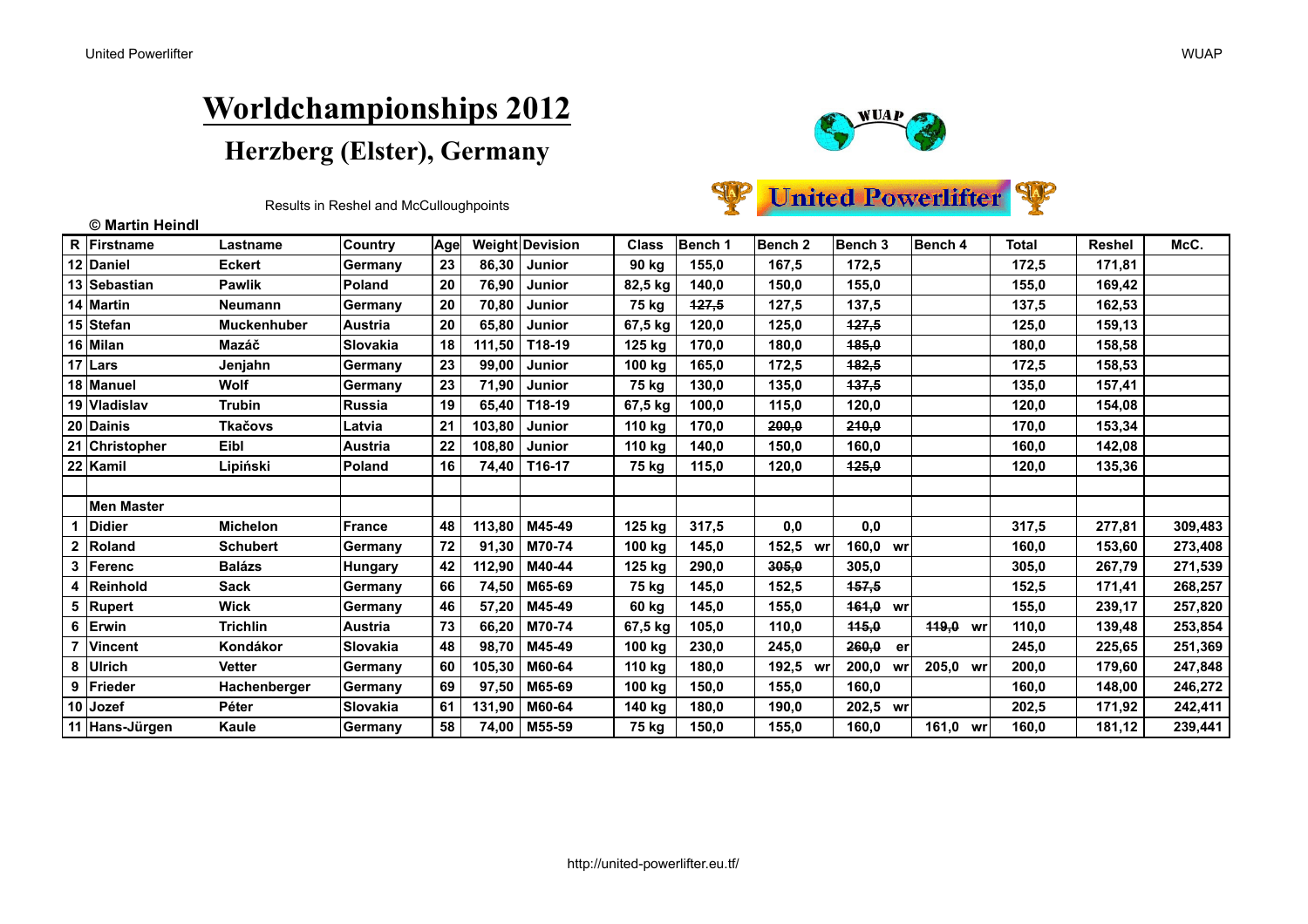# Worldchampionships 2012

## Herzberg (Elster), Germany

Results in Reshel and McCulloughpoints

United Powerlifter

© Martin Heindl

| R | Firstname | Lastname | Country | Age | Weight | Devision | Class | Bench 1 | Bench 2 | Bench 3 | Bench 4 | Total | Reshel | McC. |
|---|---|---|---|---|---|---|---|---|---|---|---|---|---|---|
| 12 | Daniel | Eckert | Germany | 23 | 86,30 | Junior | 90 kg | 155,0 | 167,5 | 172,5 | | 172,5 | 171,81 | |
| 13 | Sebastian | Pawlik | Poland | 20 | 76,90 | Junior | 82,5 kg | 140,0 | 150,0 | 155,0 | | 155,0 | 169,42 | |
| 14 | Martin | Neumann | Germany | 20 | 70,80 | Junior | 75 kg | ~~127,5~~ | 127,5 | 137,5 | | 137,5 | 162,53 | |
| 15 | Stefan | Muckenhuber | Austria | 20 | 65,80 | Junior | 67,5 kg | 120,0 | 125,0 | ~~127,5~~ | | 125,0 | 159,13 | |
| 16 | Milan | Mazáč | Slovakia | 18 | 111,50 | T18-19 | 125 kg | 170,0 | 180,0 | ~~185,0~~ | | 180,0 | 158,58 | |
| 17 | Lars | Jenjahn | Germany | 23 | 99,00 | Junior | 100 kg | 165,0 | 172,5 | ~~182,5~~ | | 172,5 | 158,53 | |
| 18 | Manuel | Wolf | Germany | 23 | 71,90 | Junior | 75 kg | 130,0 | 135,0 | ~~137,5~~ | | 135,0 | 157,41 | |
| 19 | Vladislav | Trubin | Russia | 19 | 65,40 | T18-19 | 67,5 kg | 100,0 | 115,0 | 120,0 | | 120,0 | 154,08 | |
| 20 | Dainis | Tkačovs | Latvia | 21 | 103,80 | Junior | 110 kg | 170,0 | ~~200,0~~ | ~~210,0~~ | | 170,0 | 153,34 | |
| 21 | Christopher | Eibl | Austria | 22 | 108,80 | Junior | 110 kg | 140,0 | 150,0 | 160,0 | | 160,0 | 142,08 | |
| 22 | Kamil | Lipiński | Poland | 16 | 74,40 | T16-17 | 75 kg | 115,0 | 120,0 | ~~125,0~~ | | 120,0 | 135,36 | |
| | | | | | | | | | | | | | | |
| | Men Master | | | | | | | | | | | | | |
| 1 | Didier | Michelon | France | 48 | 113,80 | M45-49 | 125 kg | 317,5 | 0,0 | 0,0 | | 317,5 | 277,81 | 309,483 |
| 2 | Roland | Schubert | Germany | 72 | 91,30 | M70-74 | 100 kg | 145,0 | 152,5 wr | 160,0 wr | | 160,0 | 153,60 | 273,408 |
| 3 | Ferenc | Balázs | Hungary | 42 | 112,90 | M40-44 | 125 kg | 290,0 | ~~305,0~~ | 305,0 | | 305,0 | 267,79 | 271,539 |
| 4 | Reinhold | Sack | Germany | 66 | 74,50 | M65-69 | 75 kg | 145,0 | 152,5 | ~~157,5~~ | | 152,5 | 171,41 | 268,257 |
| 5 | Rupert | Wick | Germany | 46 | 57,20 | M45-49 | 60 kg | 145,0 | 155,0 | ~~161,0~~ wr | | 155,0 | 239,17 | 257,820 |
| 6 | Erwin | Trichlin | Austria | 73 | 66,20 | M70-74 | 67,5 kg | 105,0 | 110,0 | ~~115,0~~ | ~~119,0~~ wr | 110,0 | 139,48 | 253,854 |
| 7 | Vincent | Kondákor | Slovakia | 48 | 98,70 | M45-49 | 100 kg | 230,0 | 245,0 | ~~260,0~~ er | | 245,0 | 225,65 | 251,369 |
| 8 | Ulrich | Vetter | Germany | 60 | 105,30 | M60-64 | 110 kg | 180,0 | 192,5 wr | 200,0 wr | 205,0 wr | 200,0 | 179,60 | 247,848 |
| 9 | Frieder | Hachenberger | Germany | 69 | 97,50 | M65-69 | 100 kg | 150,0 | 155,0 | 160,0 | | 160,0 | 148,00 | 246,272 |
| 10 | Jozef | Péter | Slovakia | 61 | 131,90 | M60-64 | 140 kg | 180,0 | 190,0 | 202,5 wr | | 202,5 | 171,92 | 242,411 |
| 11 | Hans-Jürgen | Kaule | Germany | 58 | 74,00 | M55-59 | 75 kg | 150,0 | 155,0 | 160,0 | 161,0 wr | 160,0 | 181,12 | 239,441 |

http://united-powerlifter.eu.tf/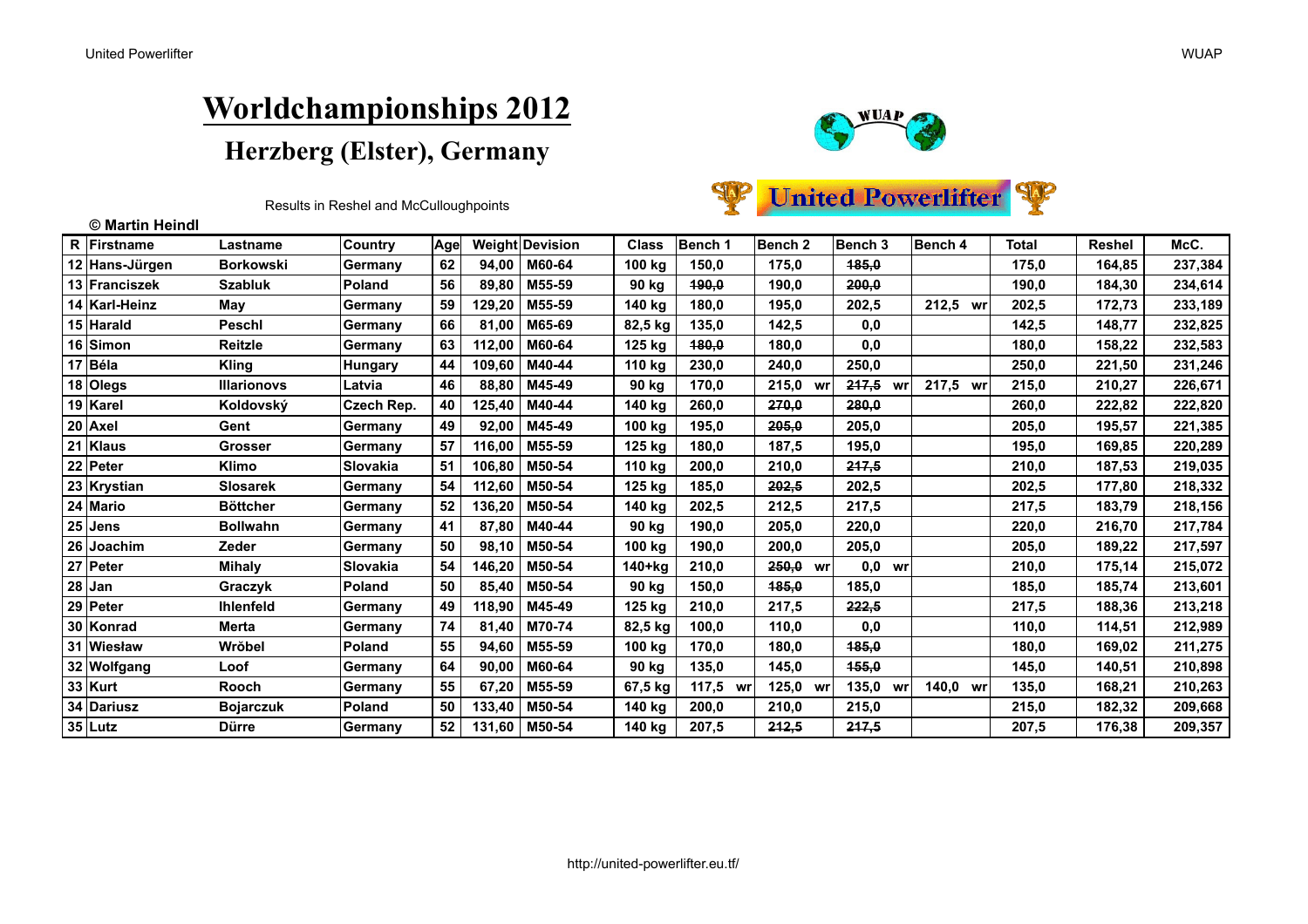# Worldchampionships 2012

## Herzberg (Elster), Germany

Results in Reshel and McCulloughpoints

**© Martin Heindl**

| R | Firstname | Lastname | Country | Age | Weight | Devision | Class | Bench 1 | Bench 2 | Bench 3 | Bench 4 | Total | Reshel | McC. |
|---|---|---|---|---|---|---|---|---|---|---|---|---|---|---|
| 12 | Hans-Jürgen | Borkowski | Germany | 62 | 94,00 | M60-64 | 100 kg | 150,0 | 175,0 | ~~185,0~~ | | 175,0 | 164,85 | 237,384 |
| 13 | Franciszek | Szabluk | Poland | 56 | 89,80 | M55-59 | 90 kg | ~~190,0~~ | 190,0 | ~~200,0~~ | | 190,0 | 184,30 | 234,614 |
| 14 | Karl-Heinz | May | Germany | 59 | 129,20 | M55-59 | 140 kg | 180,0 | 195,0 | 202,5 | 212,5 wr | 202,5 | 172,73 | 233,189 |
| 15 | Harald | Peschl | Germany | 66 | 81,00 | M65-69 | 82,5 kg | 135,0 | 142,5 | 0,0 | | 142,5 | 148,77 | 232,825 |
| 16 | Simon | Reitzle | Germany | 63 | 112,00 | M60-64 | 125 kg | ~~180,0~~ | 180,0 | 0,0 | | 180,0 | 158,22 | 232,583 |
| 17 | Béla | Kling | Hungary | 44 | 109,60 | M40-44 | 110 kg | 230,0 | 240,0 | 250,0 | | 250,0 | 221,50 | 231,246 |
| 18 | Olegs | Illarionovs | Latvia | 46 | 88,80 | M45-49 | 90 kg | 170,0 | 215,0 wr | ~~217,5~~ wr | 217,5 wr | 215,0 | 210,27 | 226,671 |
| 19 | Karel | Koldovský | Czech Rep. | 40 | 125,40 | M40-44 | 140 kg | 260,0 | ~~270,0~~ | ~~280,0~~ | | 260,0 | 222,82 | 222,820 |
| 20 | Axel | Gent | Germany | 49 | 92,00 | M45-49 | 100 kg | 195,0 | ~~205,0~~ | 205,0 | | 205,0 | 195,57 | 221,385 |
| 21 | Klaus | Grosser | Germany | 57 | 116,00 | M55-59 | 125 kg | 180,0 | 187,5 | 195,0 | | 195,0 | 169,85 | 220,289 |
| 22 | Peter | Klimo | Slovakia | 51 | 106,80 | M50-54 | 110 kg | 200,0 | 210,0 | ~~217,5~~ | | 210,0 | 187,53 | 219,035 |
| 23 | Krystian | Slosarek | Germany | 54 | 112,60 | M50-54 | 125 kg | 185,0 | ~~202,5~~ | 202,5 | | 202,5 | 177,80 | 218,332 |
| 24 | Mario | Böttcher | Germany | 52 | 136,20 | M50-54 | 140 kg | 202,5 | 212,5 | 217,5 | | 217,5 | 183,79 | 218,156 |
| 25 | Jens | Bollwahn | Germany | 41 | 87,80 | M40-44 | 90 kg | 190,0 | 205,0 | 220,0 | | 220,0 | 216,70 | 217,784 |
| 26 | Joachim | Zeder | Germany | 50 | 98,10 | M50-54 | 100 kg | 190,0 | 200,0 | 205,0 | | 205,0 | 189,22 | 217,597 |
| 27 | Peter | Mihaly | Slovakia | 54 | 146,20 | M50-54 | 140+kg | 210,0 | ~~250,0~~ wr | 0,0 wr | | 210,0 | 175,14 | 215,072 |
| 28 | Jan | Graczyk | Poland | 50 | 85,40 | M50-54 | 90 kg | 150,0 | ~~185,0~~ | 185,0 | | 185,0 | 185,74 | 213,601 |
| 29 | Peter | Ihlenfeld | Germany | 49 | 118,90 | M45-49 | 125 kg | 210,0 | 217,5 | ~~222,5~~ | | 217,5 | 188,36 | 213,218 |
| 30 | Konrad | Merta | Germany | 74 | 81,40 | M70-74 | 82,5 kg | 100,0 | 110,0 | 0,0 | | 110,0 | 114,51 | 212,989 |
| 31 | Wiesław | Wrŏbel | Poland | 55 | 94,60 | M55-59 | 100 kg | 170,0 | 180,0 | ~~185,0~~ | | 180,0 | 169,02 | 211,275 |
| 32 | Wolfgang | Loof | Germany | 64 | 90,00 | M60-64 | 90 kg | 135,0 | 145,0 | ~~155,0~~ | | 145,0 | 140,51 | 210,898 |
| 33 | Kurt | Rooch | Germany | 55 | 67,20 | M55-59 | 67,5 kg | 117,5 wr | 125,0 wr | 135,0 wr | 140,0 wr | 135,0 | 168,21 | 210,263 |
| 34 | Dariusz | Bojarczuk | Poland | 50 | 133,40 | M50-54 | 140 kg | 200,0 | 210,0 | 215,0 | | 215,0 | 182,32 | 209,668 |
| 35 | Lutz | Dürre | Germany | 52 | 131,60 | M50-54 | 140 kg | 207,5 | ~~212,5~~ | ~~217,5~~ | | 207,5 | 176,38 | 209,357 |

http://united-powerlifter.eu.tf/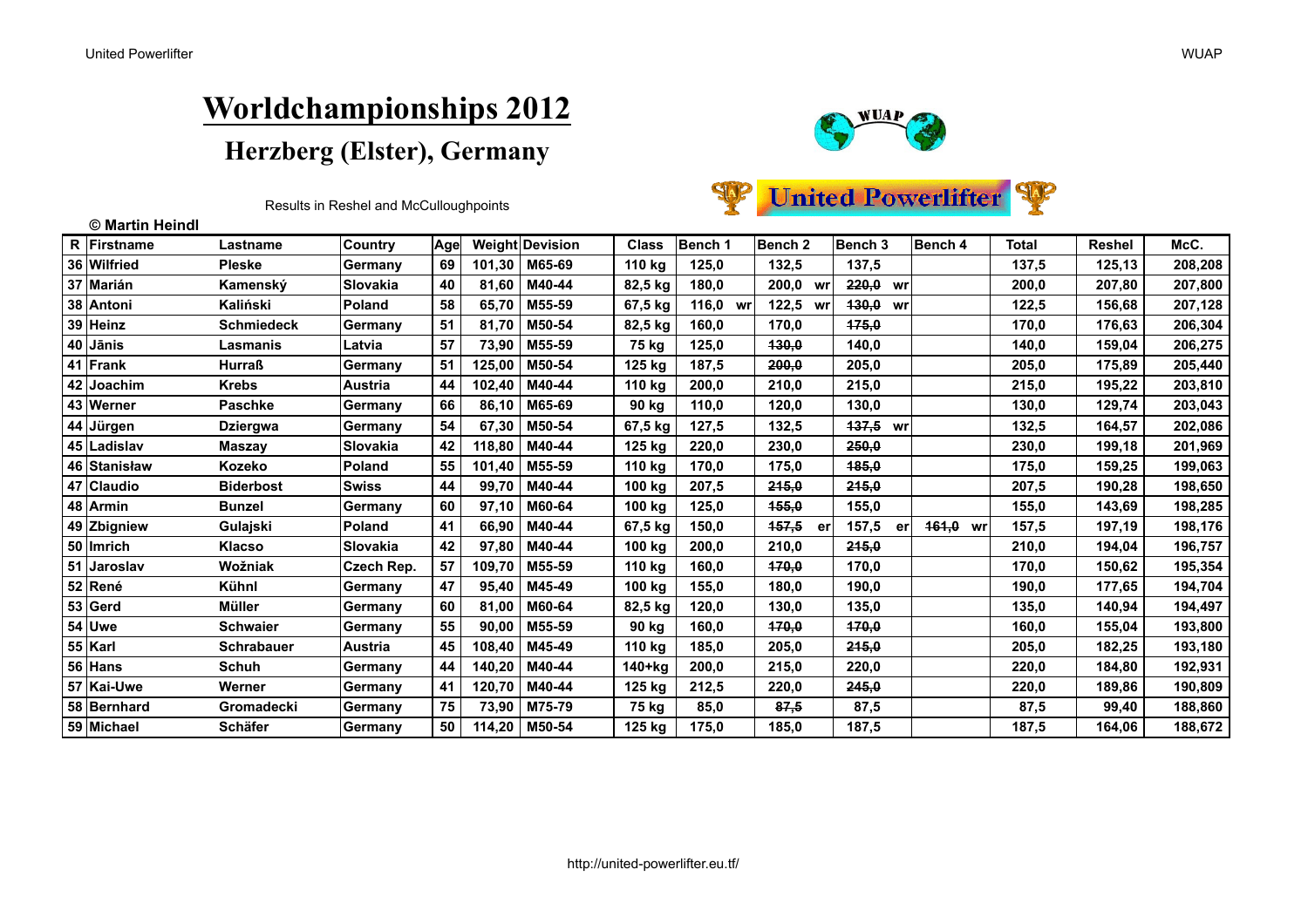# Worldchampionships 2012

## Herzberg (Elster), Germany

Results in Reshel and McCulloughpoints

United Powerlifter

© Martin Heindl

| R | Firstname | Lastname | Country | Age | Weight | Devision | Class | Bench 1 | Bench 2 | Bench 3 | Bench 4 | Total | Reshel | McC. |
|---|---|---|---|---|---|---|---|---|---|---|---|---|---|---|
| 36 | Wilfried | Pleske | Germany | 69 | 101,30 | M65-69 | 110 kg | 125,0 | 132,5 | 137,5 | | 137,5 | 125,13 | 208,208 |
| 37 | Marián | Kamenský | Slovakia | 40 | 81,60 | M40-44 | 82,5 kg | 180,0 | 200,0 wr | ~~220,0~~ wr | | 200,0 | 207,80 | 207,800 |
| 38 | Antoni | Kaliński | Poland | 58 | 65,70 | M55-59 | 67,5 kg | 116,0 wr | 122,5 wr | ~~130,0~~ wr | | 122,5 | 156,68 | 207,128 |
| 39 | Heinz | Schmiedeck | Germany | 51 | 81,70 | M50-54 | 82,5 kg | 160,0 | 170,0 | ~~175,0~~ | | 170,0 | 176,63 | 206,304 |
| 40 | Jānis | Lasmanis | Latvia | 57 | 73,90 | M55-59 | 75 kg | 125,0 | ~~130,0~~ | 140,0 | | 140,0 | 159,04 | 206,275 |
| 41 | Frank | Hurraß | Germany | 51 | 125,00 | M50-54 | 125 kg | 187,5 | ~~200,0~~ | 205,0 | | 205,0 | 175,89 | 205,440 |
| 42 | Joachim | Krebs | Austria | 44 | 102,40 | M40-44 | 110 kg | 200,0 | 210,0 | 215,0 | | 215,0 | 195,22 | 203,810 |
| 43 | Werner | Paschke | Germany | 66 | 86,10 | M65-69 | 90 kg | 110,0 | 120,0 | 130,0 | | 130,0 | 129,74 | 203,043 |
| 44 | Jürgen | Dziergwa | Germany | 54 | 67,30 | M50-54 | 67,5 kg | 127,5 | 132,5 | ~~137,5~~ wr | | 132,5 | 164,57 | 202,086 |
| 45 | Ladislav | Maszay | Slovakia | 42 | 118,80 | M40-44 | 125 kg | 220,0 | 230,0 | ~~250,0~~ | | 230,0 | 199,18 | 201,969 |
| 46 | Stanisław | Kozeko | Poland | 55 | 101,40 | M55-59 | 110 kg | 170,0 | 175,0 | ~~185,0~~ | | 175,0 | 159,25 | 199,063 |
| 47 | Claudio | Biderbost | Swiss | 44 | 99,70 | M40-44 | 100 kg | 207,5 | ~~215,0~~ | ~~215,0~~ | | 207,5 | 190,28 | 198,650 |
| 48 | Armin | Bunzel | Germany | 60 | 97,10 | M60-64 | 100 kg | 125,0 | ~~155,0~~ | 155,0 | | 155,0 | 143,69 | 198,285 |
| 49 | Zbigniew | Gulajski | Poland | 41 | 66,90 | M40-44 | 67,5 kg | 150,0 | ~~157,5~~ er | 157,5 er | ~~161,0~~ wr | 157,5 | 197,19 | 198,176 |
| 50 | Imrich | Klacso | Slovakia | 42 | 97,80 | M40-44 | 100 kg | 200,0 | 210,0 | ~~215,0~~ | | 210,0 | 194,04 | 196,757 |
| 51 | Jaroslav | Wožniak | Czech Rep. | 57 | 109,70 | M55-59 | 110 kg | 160,0 | ~~170,0~~ | 170,0 | | 170,0 | 150,62 | 195,354 |
| 52 | René | Kühnl | Germany | 47 | 95,40 | M45-49 | 100 kg | 155,0 | 180,0 | 190,0 | | 190,0 | 177,65 | 194,704 |
| 53 | Gerd | Müller | Germany | 60 | 81,00 | M60-64 | 82,5 kg | 120,0 | 130,0 | 135,0 | | 135,0 | 140,94 | 194,497 |
| 54 | Uwe | Schwaier | Germany | 55 | 90,00 | M55-59 | 90 kg | 160,0 | ~~170,0~~ | ~~170,0~~ | | 160,0 | 155,04 | 193,800 |
| 55 | Karl | Schrabauer | Austria | 45 | 108,40 | M45-49 | 110 kg | 185,0 | 205,0 | ~~215,0~~ | | 205,0 | 182,25 | 193,180 |
| 56 | Hans | Schuh | Germany | 44 | 140,20 | M40-44 | 140+kg | 200,0 | 215,0 | 220,0 | | 220,0 | 184,80 | 192,931 |
| 57 | Kai-Uwe | Werner | Germany | 41 | 120,70 | M40-44 | 125 kg | 212,5 | 220,0 | ~~245,0~~ | | 220,0 | 189,86 | 190,809 |
| 58 | Bernhard | Gromadecki | Germany | 75 | 73,90 | M75-79 | 75 kg | 85,0 | ~~87,5~~ | 87,5 | | 87,5 | 99,40 | 188,860 |
| 59 | Michael | Schäfer | Germany | 50 | 114,20 | M50-54 | 125 kg | 175,0 | 185,0 | 187,5 | | 187,5 | 164,06 | 188,672 |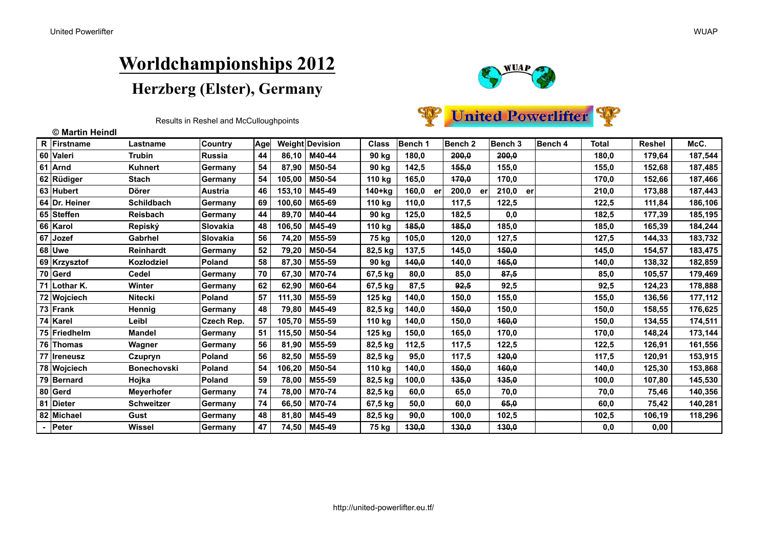# Worldchampionships 2012

## Herzberg (Elster), Germany

Results in Reshel and McCulloughpoints

**© Martin Heindl**

| R | Firstname | Lastname | Country | Age | Weight | Devision | Class | Bench 1 | Bench 2 | Bench 3 | Bench 4 | Total | Reshel | McC. |
|---|---|---|---|---|---|---|---|---|---|---|---|---|---|---|
| 60 | Valeri | Trubin | Russia | 44 | 86,10 | M40-44 | 90 kg | 180,0 | ~~200,0~~ | ~~200,0~~ | | 180,0 | 179,64 | 187,544 |
| 61 | Arnd | Kuhnert | Germany | 54 | 87,90 | M50-54 | 90 kg | 142,5 | ~~155,0~~ | 155,0 | | 155,0 | 152,68 | 187,485 |
| 62 | Rüdiger | Stach | Germany | 54 | 105,00 | M50-54 | 110 kg | 165,0 | ~~170,0~~ | 170,0 | | 170,0 | 152,66 | 187,466 |
| 63 | Hubert | Dörer | Austria | 46 | 153,10 | M45-49 | 140+kg | 160,0 er | 200,0 er | 210,0 er | | 210,0 | 173,88 | 187,443 |
| 64 | Dr. Heiner | Schildbach | Germany | 69 | 100,60 | M65-69 | 110 kg | 110,0 | 117,5 | 122,5 | | 122,5 | 111,84 | 186,106 |
| 65 | Steffen | Reisbach | Germany | 44 | 89,70 | M40-44 | 90 kg | 125,0 | 182,5 | 0,0 | | 182,5 | 177,39 | 185,195 |
| 66 | Karol | Repiský | Slovakia | 48 | 106,50 | M45-49 | 110 kg | ~~185,0~~ | ~~185,0~~ | 185,0 | | 185,0 | 165,39 | 184,244 |
| 67 | Jozef | Gabrhel | Slovakia | 56 | 74,20 | M55-59 | 75 kg | 105,0 | 120,0 | 127,5 | | 127,5 | 144,33 | 183,732 |
| 68 | Uwe | Reinhardt | Germany | 52 | 79,20 | M50-54 | 82,5 kg | 137,5 | 145,0 | ~~150,0~~ | | 145,0 | 154,57 | 183,475 |
| 69 | Krzysztof | Kozłodziel | Poland | 58 | 87,30 | M55-59 | 90 kg | ~~140,0~~ | 140,0 | ~~165,0~~ | | 140,0 | 138,32 | 182,859 |
| 70 | Gerd | Cedel | Germany | 70 | 67,30 | M70-74 | 67,5 kg | 80,0 | 85,0 | ~~87,5~~ | | 85,0 | 105,57 | 179,469 |
| 71 | Lothar K. | Winter | Germany | 62 | 62,90 | M60-64 | 67,5 kg | 87,5 | ~~92,5~~ | 92,5 | | 92,5 | 124,23 | 178,888 |
| 72 | Wojciech | Nitecki | Poland | 57 | 111,30 | M55-59 | 125 kg | 140,0 | 150,0 | 155,0 | | 155,0 | 136,56 | 177,112 |
| 73 | Frank | Hennig | Germany | 48 | 79,80 | M45-49 | 82,5 kg | 140,0 | ~~150,0~~ | 150,0 | | 150,0 | 158,55 | 176,625 |
| 74 | Karel | Leibl | Czech Rep. | 57 | 105,70 | M55-59 | 110 kg | 140,0 | 150,0 | ~~160,0~~ | | 150,0 | 134,55 | 174,511 |
| 75 | Friedhelm | Mandel | Germany | 51 | 115,50 | M50-54 | 125 kg | 150,0 | 165,0 | 170,0 | | 170,0 | 148,24 | 173,144 |
| 76 | Thomas | Wagner | Germany | 56 | 81,90 | M55-59 | 82,5 kg | 112,5 | 117,5 | 122,5 | | 122,5 | 126,91 | 161,556 |
| 77 | Ireneusz | Czupryn | Poland | 56 | 82,50 | M55-59 | 82,5 kg | 95,0 | 117,5 | ~~120,0~~ | | 117,5 | 120,91 | 153,915 |
| 78 | Wojciech | Bonechovski | Poland | 54 | 106,20 | M50-54 | 110 kg | 140,0 | ~~150,0~~ | ~~160,0~~ | | 140,0 | 125,30 | 153,868 |
| 79 | Bernard | Hojka | Poland | 59 | 78,00 | M55-59 | 82,5 kg | 100,0 | ~~135,0~~ | ~~135,0~~ | | 100,0 | 107,80 | 145,530 |
| 80 | Gerd | Meyerhofer | Germany | 74 | 78,00 | M70-74 | 82,5 kg | 60,0 | 65,0 | 70,0 | | 70,0 | 75,46 | 140,356 |
| 81 | Dieter | Schweitzer | Germany | 74 | 66,50 | M70-74 | 67,5 kg | 50,0 | 60,0 | ~~65,0~~ | | 60,0 | 75,42 | 140,281 |
| 82 | Michael | Gust | Germany | 48 | 81,80 | M45-49 | 82,5 kg | 90,0 | 100,0 | 102,5 | | 102,5 | 106,19 | 118,296 |
| - | Peter | Wissel | Germany | 47 | 74,50 | M45-49 | 75 kg | ~~130,0~~ | ~~130,0~~ | ~~130,0~~ | | 0,0 | 0,00 | |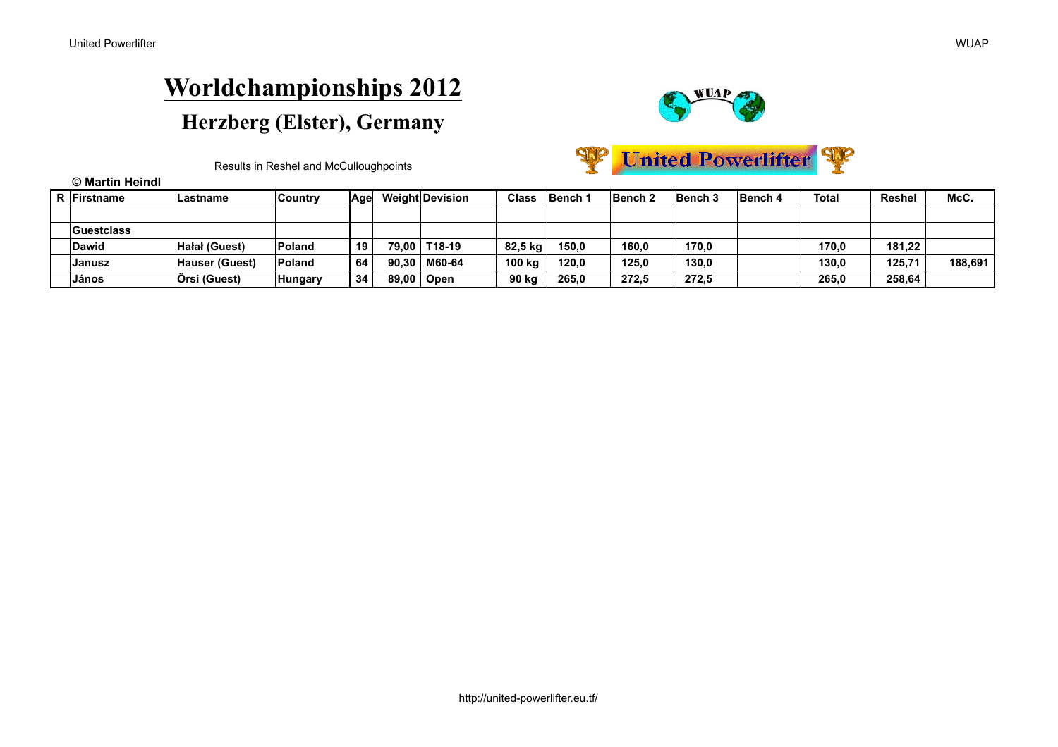# Worldchampionships 2012

## Herzberg (Elster), Germany

Results in Reshel and McCulloughpoints

**© Martin Heindl**

| R | Firstname | Lastname | Country | Age | Weight | Devision | Class | Bench 1 | Bench 2 | Bench 3 | Bench 4 | Total | Reshel | McC. |
|---|---|---|---|---|---|---|---|---|---|---|---|---|---|---|
| | | | | | | | | | | | | | | |
| | **Guestclass** | | | | | | | | | | | | | |
| | **Dawid** | **Hałał (Guest)** | **Poland** | **19** | **79,00** | **T18-19** | **82,5 kg** | **150,0** | **160,0** | **170,0** | | **170,0** | **181,22** | |
| | **Janusz** | **Hauser (Guest)** | **Poland** | **64** | **90,30** | **M60-64** | **100 kg** | **120,0** | **125,0** | **130,0** | | **130,0** | **125,71** | **188,691** |
| | **János** | **Örsi (Guest)** | **Hungary** | **34** | **89,00** | **Open** | **90 kg** | **265,0** | ~~**272,5**~~ | ~~**272,5**~~ | | **265,0** | **258,64** | |

http://united-powerlifter.eu.tf/